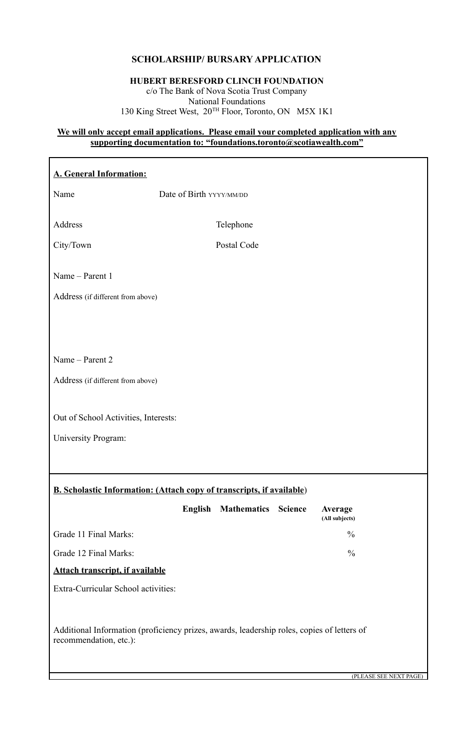**SCHOLARSHIP/ BURSARY APPLICATION**

**HUBERT BERESFORD CLINCH FOUNDATION**
c/o The Bank of Nova Scotia Trust Company
National Foundations
130 King Street West, 20TH Floor, Toronto, ON M5X 1K1

**We will only accept email applications. Please email your completed application with any supporting documentation to: "foundations.toronto@scotiawealth.com"**

**A. General Information:**

Name Date of Birth YYYY/MM/DD

Address Telephone

City/Town Postal Code

Name – Parent 1

Address (if different from above)

Name – Parent 2

Address (if different from above)

Out of School Activities, Interests:

University Program:

**B. Scholastic Information: (Attach copy of transcripts, if available)**

| | English | Mathematics | Science | Average (All subjects) |
|---|---|---|---|---|
| Grade 11 Final Marks: | | | | % |
| Grade 12 Final Marks: | | | | % |

**Attach transcript, if available**

Extra-Curricular School activities:

Additional Information (proficiency prizes, awards, leadership roles, copies of letters of recommendation, etc.):

(PLEASE SEE NEXT PAGE)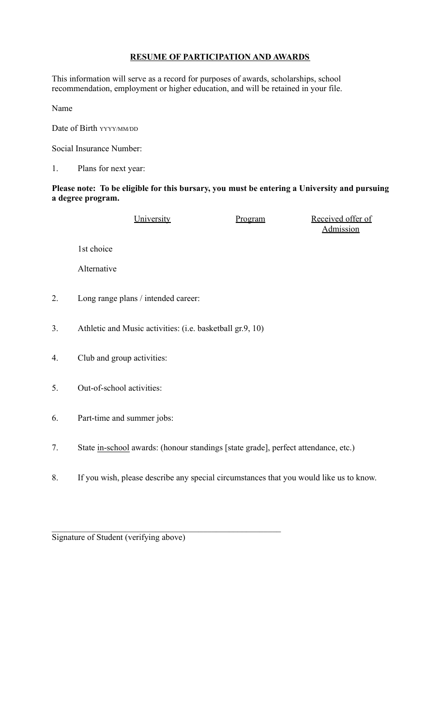## RESUME OF PARTICIPATION AND AWARDS

This information will serve as a record for purposes of awards, scholarships, school recommendation, employment or higher education, and will be retained in your file.

Name

Date of Birth YYYY/MM/DD

Social Insurance Number:

1. Plans for next year:

**Please note: To be eligible for this bursary, you must be entering a University and pursuing a degree program.**

| | University | Program | Received offer of Admission |
|---|---|---|---|
| 1st choice | | | |
| Alternative | | | |

2. Long range plans / intended career:

3. Athletic and Music activities: (i.e. basketball gr.9, 10)

4. Club and group activities:

5. Out-of-school activities:

6. Part-time and summer jobs:

7. State in-school awards: (honour standings [state grade], perfect attendance, etc.)

8. If you wish, please describe any special circumstances that you would like us to know.

\_\_\_\_\_\_\_\_\_\_\_\_\_\_\_\_\_\_\_\_\_\_\_\_\_\_\_\_\_\_\_\_\_\_\_\_\_\_\_\_\_\_\_\_\_\_\_\_

Signature of Student (verifying above)